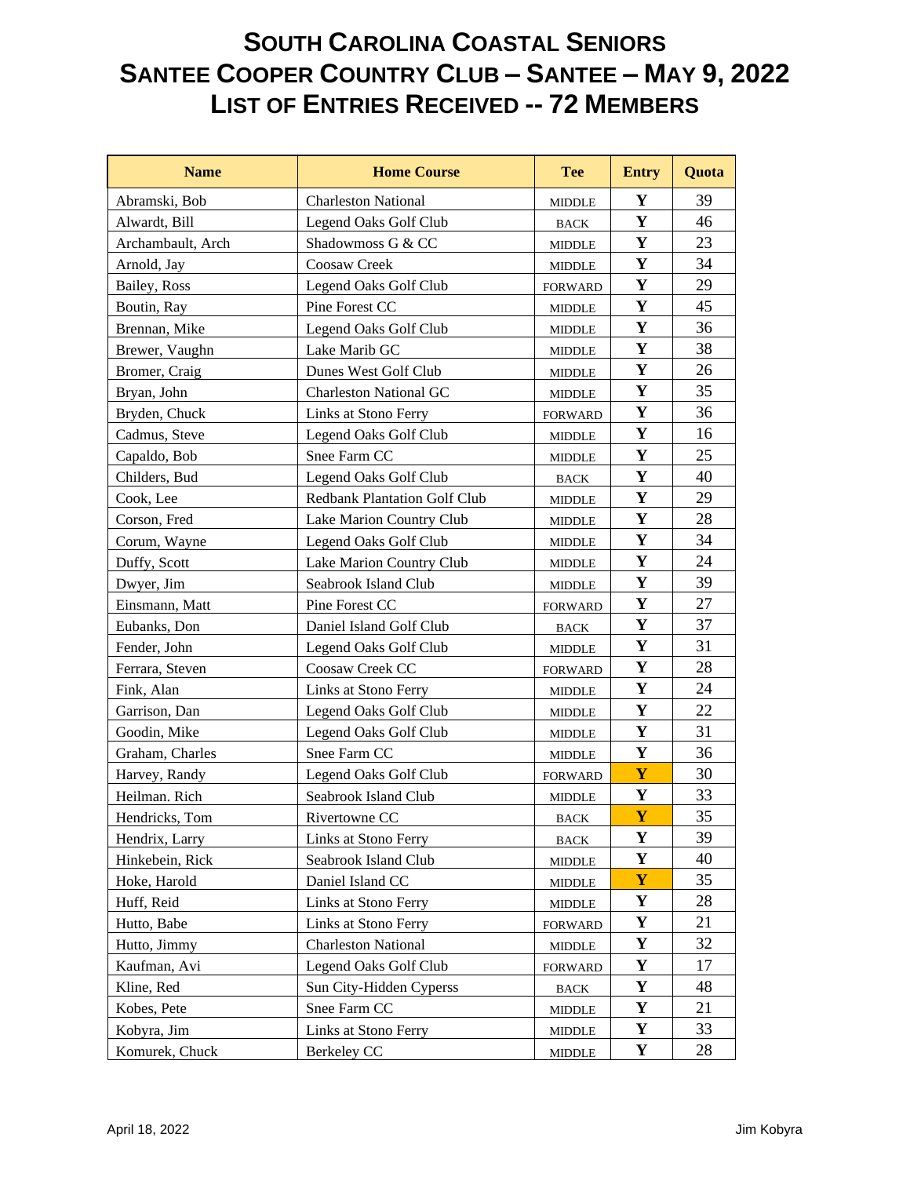# South Carolina Coastal Seniors
# Santee Cooper Country Club – Santee – May 9, 2022
# List of Entries Received -- 72 Members

| Name | Home Course | Tee | Entry | Quota |
|---|---|---|---|---|
| Abramski, Bob | Charleston National | MIDDLE | Y | 39 |
| Alwardt, Bill | Legend Oaks Golf Club | BACK | Y | 46 |
| Archambault, Arch | Shadowmoss G & CC | MIDDLE | Y | 23 |
| Arnold, Jay | Coosaw Creek | MIDDLE | Y | 34 |
| Bailey, Ross | Legend Oaks Golf Club | FORWARD | Y | 29 |
| Boutin, Ray | Pine Forest CC | MIDDLE | Y | 45 |
| Brennan, Mike | Legend Oaks Golf Club | MIDDLE | Y | 36 |
| Brewer, Vaughn | Lake Marib GC | MIDDLE | Y | 38 |
| Bromer, Craig | Dunes West Golf Club | MIDDLE | Y | 26 |
| Bryan, John | Charleston National GC | MIDDLE | Y | 35 |
| Bryden, Chuck | Links at Stono Ferry | FORWARD | Y | 36 |
| Cadmus, Steve | Legend Oaks Golf Club | MIDDLE | Y | 16 |
| Capaldo, Bob | Snee Farm CC | MIDDLE | Y | 25 |
| Childers, Bud | Legend Oaks Golf Club | BACK | Y | 40 |
| Cook, Lee | Redbank Plantation Golf Club | MIDDLE | Y | 29 |
| Corson, Fred | Lake Marion Country Club | MIDDLE | Y | 28 |
| Corum, Wayne | Legend Oaks Golf Club | MIDDLE | Y | 34 |
| Duffy, Scott | Lake Marion Country Club | MIDDLE | Y | 24 |
| Dwyer, Jim | Seabrook Island Club | MIDDLE | Y | 39 |
| Einsmann, Matt | Pine Forest CC | FORWARD | Y | 27 |
| Eubanks, Don | Daniel Island Golf Club | BACK | Y | 37 |
| Fender, John | Legend Oaks Golf Club | MIDDLE | Y | 31 |
| Ferrara, Steven | Coosaw Creek CC | FORWARD | Y | 28 |
| Fink, Alan | Links at Stono Ferry | MIDDLE | Y | 24 |
| Garrison, Dan | Legend Oaks Golf Club | MIDDLE | Y | 22 |
| Goodin, Mike | Legend Oaks Golf Club | MIDDLE | Y | 31 |
| Graham, Charles | Snee Farm CC | MIDDLE | Y | 36 |
| Harvey, Randy | Legend Oaks Golf Club | FORWARD | Y | 30 |
| Heilman. Rich | Seabrook Island Club | MIDDLE | Y | 33 |
| Hendricks, Tom | Rivertowne CC | BACK | Y | 35 |
| Hendrix, Larry | Links at Stono Ferry | BACK | Y | 39 |
| Hinkebein, Rick | Seabrook Island Club | MIDDLE | Y | 40 |
| Hoke, Harold | Daniel Island CC | MIDDLE | Y | 35 |
| Huff, Reid | Links at Stono Ferry | MIDDLE | Y | 28 |
| Hutto, Babe | Links at Stono Ferry | FORWARD | Y | 21 |
| Hutto, Jimmy | Charleston National | MIDDLE | Y | 32 |
| Kaufman, Avi | Legend Oaks Golf Club | FORWARD | Y | 17 |
| Kline, Red | Sun City-Hidden Cyperss | BACK | Y | 48 |
| Kobes, Pete | Snee Farm CC | MIDDLE | Y | 21 |
| Kobyra, Jim | Links at Stono Ferry | MIDDLE | Y | 33 |
| Komurek, Chuck | Berkeley CC | MIDDLE | Y | 28 |

April 18, 2022 Jim Kobyra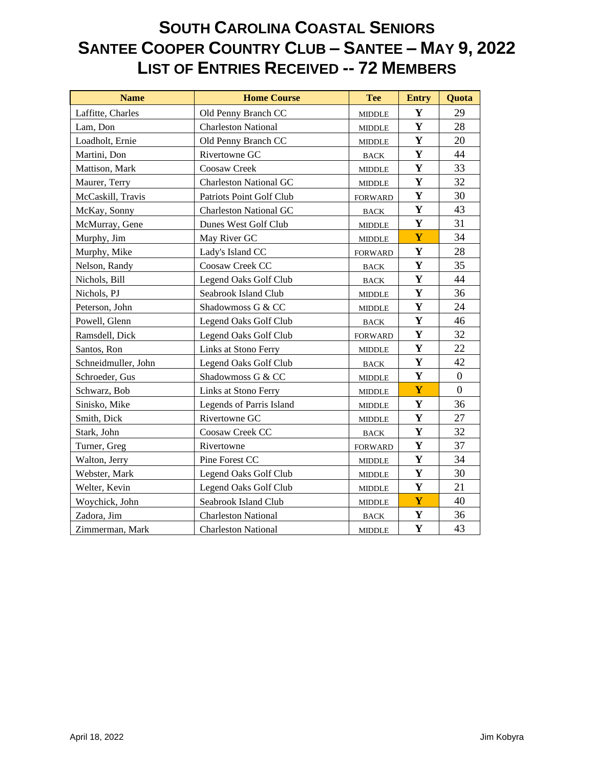# SOUTH CAROLINA COASTAL SENIORS
# SANTEE COOPER COUNTRY CLUB – SANTEE – MAY 9, 2022
# LIST OF ENTRIES RECEIVED -- 72 MEMBERS

| Name | Home Course | Tee | Entry | Quota |
|---|---|---|---|---|
| Laffitte, Charles | Old Penny Branch CC | MIDDLE | Y | 29 |
| Lam, Don | Charleston National | MIDDLE | Y | 28 |
| Loadholt, Ernie | Old Penny Branch CC | MIDDLE | Y | 20 |
| Martini, Don | Rivertowne GC | BACK | Y | 44 |
| Mattison, Mark | Coosaw Creek | MIDDLE | Y | 33 |
| Maurer, Terry | Charleston National GC | MIDDLE | Y | 32 |
| McCaskill, Travis | Patriots Point Golf Club | FORWARD | Y | 30 |
| McKay, Sonny | Charleston National GC | BACK | Y | 43 |
| McMurray, Gene | Dunes West Golf Club | MIDDLE | Y | 31 |
| Murphy, Jim | May River GC | MIDDLE | Y | 34 |
| Murphy, Mike | Lady's Island CC | FORWARD | Y | 28 |
| Nelson, Randy | Coosaw Creek CC | BACK | Y | 35 |
| Nichols, Bill | Legend Oaks Golf Club | BACK | Y | 44 |
| Nichols, PJ | Seabrook Island Club | MIDDLE | Y | 36 |
| Peterson, John | Shadowmoss G & CC | MIDDLE | Y | 24 |
| Powell, Glenn | Legend Oaks Golf Club | BACK | Y | 46 |
| Ramsdell, Dick | Legend Oaks Golf Club | FORWARD | Y | 32 |
| Santos, Ron | Links at Stono Ferry | MIDDLE | Y | 22 |
| Schneidmuller, John | Legend Oaks Golf Club | BACK | Y | 42 |
| Schroeder, Gus | Shadowmoss G & CC | MIDDLE | Y | 0 |
| Schwarz, Bob | Links at Stono Ferry | MIDDLE | Y | 0 |
| Sinisko, Mike | Legends of Parris Island | MIDDLE | Y | 36 |
| Smith, Dick | Rivertowne GC | MIDDLE | Y | 27 |
| Stark, John | Coosaw Creek CC | BACK | Y | 32 |
| Turner, Greg | Rivertowne | FORWARD | Y | 37 |
| Walton, Jerry | Pine Forest CC | MIDDLE | Y | 34 |
| Webster, Mark | Legend Oaks Golf Club | MIDDLE | Y | 30 |
| Welter, Kevin | Legend Oaks Golf Club | MIDDLE | Y | 21 |
| Woychick, John | Seabrook Island Club | MIDDLE | Y | 40 |
| Zadora, Jim | Charleston National | BACK | Y | 36 |
| Zimmerman, Mark | Charleston National | MIDDLE | Y | 43 |

April 18, 2022 Jim Kobyra